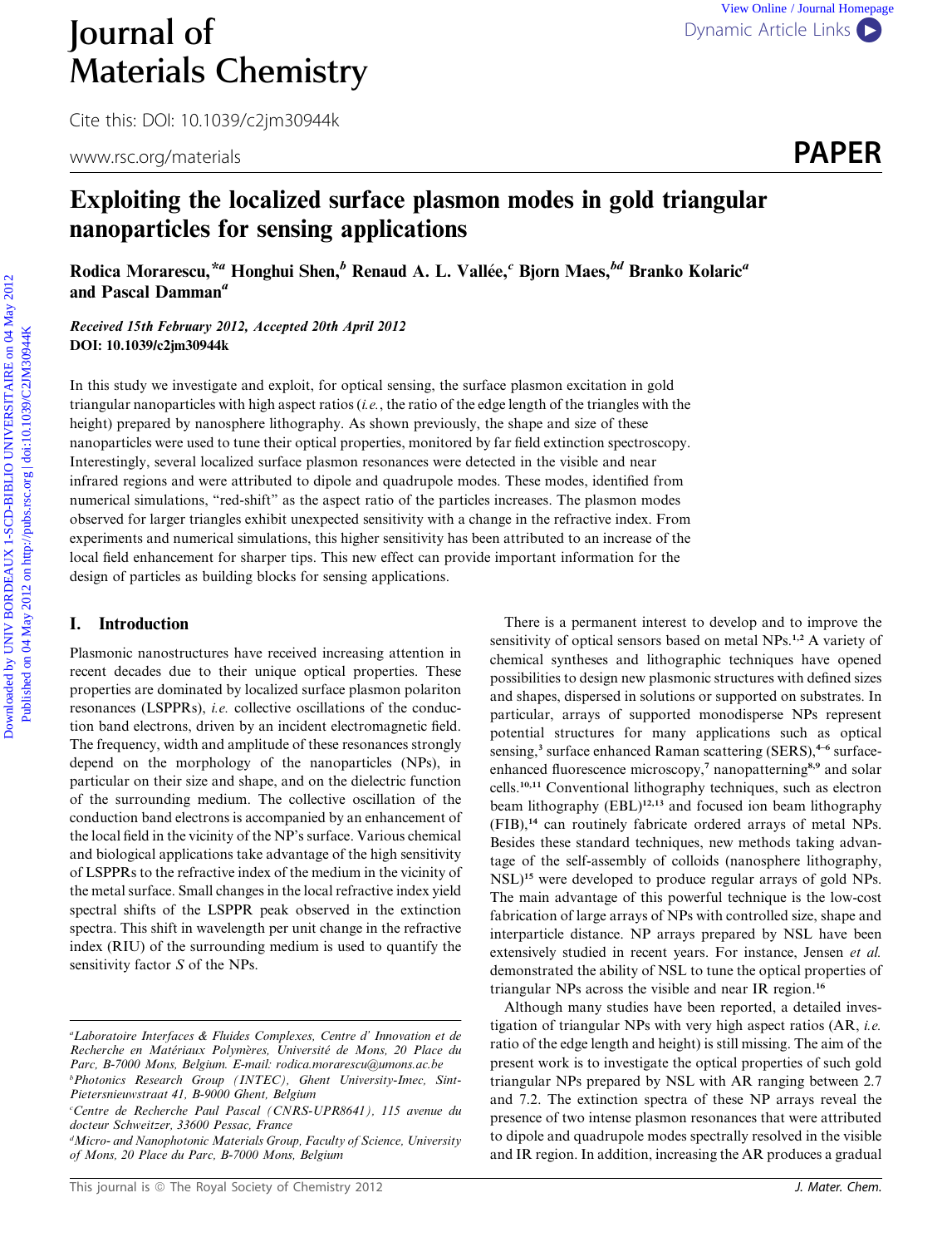# Journal of Materials Chemistry

Cite this: DOI: 10.1039/c2jm30944k

www.rsc.org/materials

**PAPER**

# Exploiting the localized surface plasmon modes in gold triangular nanoparticles for sensing applications

**Rodica Morarescu,\*[a] Honghui Shen,[b] Renaud A. L. Vallée,[c] Bjorn Maes,[bd] Branko Kolaric[a] and Pascal Damman[a]**

***Received 15th February 2012, Accepted 20th April 2012***
**DOI: 10.1039/c2jm30944k**

In this study we investigate and exploit, for optical sensing, the surface plasmon excitation in gold triangular nanoparticles with high aspect ratios (*i.e.*, the ratio of the edge length of the triangles with the height) prepared by nanosphere lithography. As shown previously, the shape and size of these nanoparticles were used to tune their optical properties, monitored by far field extinction spectroscopy. Interestingly, several localized surface plasmon resonances were detected in the visible and near infrared regions and were attributed to dipole and quadrupole modes. These modes, identified from numerical simulations, "red-shift" as the aspect ratio of the particles increases. The plasmon modes observed for larger triangles exhibit unexpected sensitivity with a change in the refractive index. From experiments and numerical simulations, this higher sensitivity has been attributed to an increase of the local field enhancement for sharper tips. This new effect can provide important information for the design of particles as building blocks for sensing applications.

## I. Introduction

Plasmonic nanostructures have received increasing attention in recent decades due to their unique optical properties. These properties are dominated by localized surface plasmon polariton resonances (LSPPRs), *i.e.* collective oscillations of the conduction band electrons, driven by an incident electromagnetic field. The frequency, width and amplitude of these resonances strongly depend on the morphology of the nanoparticles (NPs), in particular on their size and shape, and on the dielectric function of the surrounding medium. The collective oscillation of the conduction band electrons is accompanied by an enhancement of the local field in the vicinity of the NP's surface. Various chemical and biological applications take advantage of the high sensitivity of LSPPRs to the refractive index of the medium in the vicinity of the metal surface. Small changes in the local refractive index yield spectral shifts of the LSPPR peak observed in the extinction spectra. This shift in wavelength per unit change in the refractive index (RIU) of the surrounding medium is used to quantify the sensitivity factor $S$ of the NPs.

There is a permanent interest to develop and to improve the sensitivity of optical sensors based on metal NPs.[1,2] A variety of chemical syntheses and lithographic techniques have opened possibilities to design new plasmonic structures with defined sizes and shapes, dispersed in solutions or supported on substrates. In particular, arrays of supported monodisperse NPs represent potential structures for many applications such as optical sensing,[3] surface enhanced Raman scattering (SERS),[4–6] surface-enhanced fluorescence microscopy,[7] nanopatterning[8,9] and solar cells.[10,11] Conventional lithography techniques, such as electron beam lithography (EBL)[12,13] and focused ion beam lithography (FIB),[14] can routinely fabricate ordered arrays of metal NPs. Besides these standard techniques, new methods taking advantage of the self-assembly of colloids (nanosphere lithography, NSL)[15] were developed to produce regular arrays of gold NPs. The main advantage of this powerful technique is the low-cost fabrication of large arrays of NPs with controlled size, shape and interparticle distance. NP arrays prepared by NSL have been extensively studied in recent years. For instance, Jensen *et al.* demonstrated the ability of NSL to tune the optical properties of triangular NPs across the visible and near IR region.[16]

Although many studies have been reported, a detailed investigation of triangular NPs with very high aspect ratios (AR, *i.e.* ratio of the edge length and height) is still missing. The aim of the present work is to investigate the optical properties of such gold triangular NPs prepared by NSL with AR ranging between 2.7 and 7.2. The extinction spectra of these NP arrays reveal the presence of two intense plasmon resonances that were attributed to dipole and quadrupole modes spectrally resolved in the visible and IR region. In addition, increasing the AR produces a gradual

---

[a] Laboratoire Interfaces & Fluides Complexes, Centre d' Innovation et de Recherche en Matériaux Polymères, Université de Mons, 20 Place du Parc, B-7000 Mons, Belgium. E-mail: rodica.morarescu@umons.ac.be
[b] Photonics Research Group (INTEC), Ghent University-Imec, Sint-Pietersnieuwstraat 41, B-9000 Ghent, Belgium
[c] Centre de Recherche Paul Pascal (CNRS-UPR8641), 115 avenue du docteur Schweitzer, 33600 Pessac, France
[d] Micro- and Nanophotonic Materials Group, Faculty of Science, University of Mons, 20 Place du Parc, B-7000 Mons, Belgium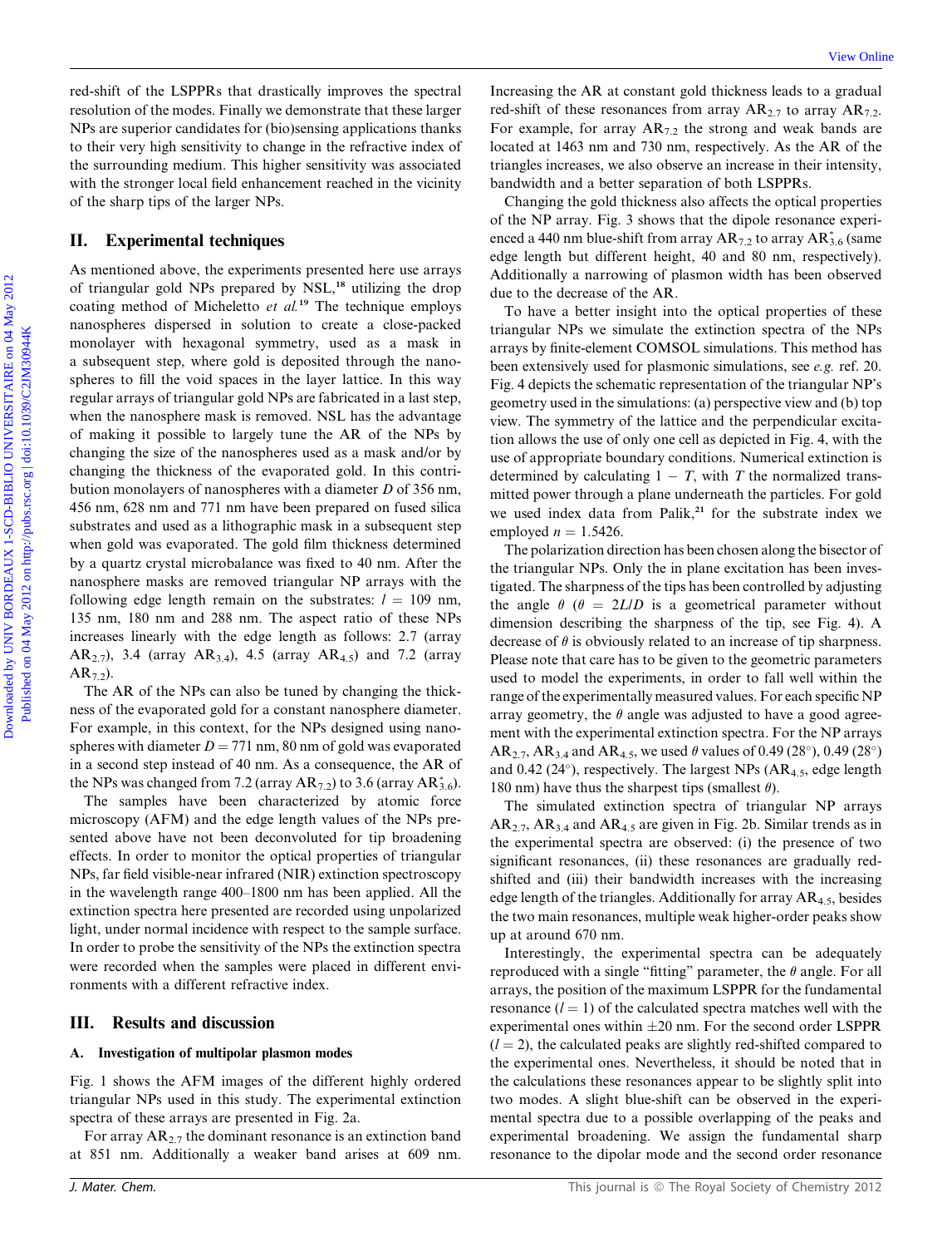red-shift of the LSPPRs that drastically improves the spectral resolution of the modes. Finally we demonstrate that these larger NPs are superior candidates for (bio)sensing applications thanks to their very high sensitivity to change in the refractive index of the surrounding medium. This higher sensitivity was associated with the stronger local field enhancement reached in the vicinity of the sharp tips of the larger NPs.

## II. Experimental techniques

As mentioned above, the experiments presented here use arrays of triangular gold NPs prepared by NSL,[18] utilizing the drop coating method of Micheletto *et al.*[19] The technique employs nanospheres dispersed in solution to create a close-packed monolayer with hexagonal symmetry, used as a mask in a subsequent step, where gold is deposited through the nanospheres to fill the void spaces in the layer lattice. In this way regular arrays of triangular gold NPs are fabricated in a last step, when the nanosphere mask is removed. NSL has the advantage of making it possible to largely tune the AR of the NPs by changing the size of the nanospheres used as a mask and/or by changing the thickness of the evaporated gold. In this contribution monolayers of nanospheres with a diameter $D$ of 356 nm, 456 nm, 628 nm and 771 nm have been prepared on fused silica substrates and used as a lithographic mask in a subsequent step when gold was evaporated. The gold film thickness determined by a quartz crystal microbalance was fixed to 40 nm. After the nanosphere masks are removed triangular NP arrays with the following edge length remain on the substrates: $l$ = 109 nm, 135 nm, 180 nm and 288 nm. The aspect ratio of these NPs increases linearly with the edge length as follows: 2.7 (array $AR_{2.7}$), 3.4 (array $AR_{3.4}$), 4.5 (array $AR_{4.5}$) and 7.2 (array $AR_{7.2}$).

The AR of the NPs can also be tuned by changing the thickness of the evaporated gold for a constant nanosphere diameter. For example, in this context, for the NPs designed using nanospheres with diameter $D$ = 771 nm, 80 nm of gold was evaporated in a second step instead of 40 nm. As a consequence, the AR of the NPs was changed from 7.2 (array $AR_{7.2}$) to 3.6 (array $AR^{*}_{3.6}$).

The samples have been characterized by atomic force microscopy (AFM) and the edge length values of the NPs presented above have not been deconvoluted for tip broadening effects. In order to monitor the optical properties of triangular NPs, far field visible-near infrared (NIR) extinction spectroscopy in the wavelength range 400–1800 nm has been applied. All the extinction spectra here presented are recorded using unpolarized light, under normal incidence with respect to the sample surface. In order to probe the sensitivity of the NPs the extinction spectra were recorded when the samples were placed in different environments with a different refractive index.

## III. Results and discussion

### A. Investigation of multipolar plasmon modes

Fig. 1 shows the AFM images of the different highly ordered triangular NPs used in this study. The experimental extinction spectra of these arrays are presented in Fig. 2a.

For array $AR_{2.7}$ the dominant resonance is an extinction band at 851 nm. Additionally a weaker band arises at 609 nm. Increasing the AR at constant gold thickness leads to a gradual red-shift of these resonances from array $AR_{2.7}$ to array $AR_{7.2}$. For example, for array $AR_{7.2}$ the strong and weak bands are located at 1463 nm and 730 nm, respectively. As the AR of the triangles increases, we also observe an increase in their intensity, bandwidth and a better separation of both LSPPRs.

Changing the gold thickness also affects the optical properties of the NP array. Fig. 3 shows that the dipole resonance experienced a 440 nm blue-shift from array $AR_{7.2}$ to array $AR^{*}_{3.6}$ (same edge length but different height, 40 and 80 nm, respectively). Additionally a narrowing of plasmon width has been observed due to the decrease of the AR.

To have a better insight into the optical properties of these triangular NPs we simulate the extinction spectra of the NPs arrays by finite-element COMSOL simulations. This method has been extensively used for plasmonic simulations, see *e.g.* ref. 20. Fig. 4 depicts the schematic representation of the triangular NP's geometry used in the simulations: (a) perspective view and (b) top view. The symmetry of the lattice and the perpendicular excitation allows the use of only one cell as depicted in Fig. 4, with the use of appropriate boundary conditions. Numerical extinction is determined by calculating $1 - T$, with $T$ the normalized transmitted power through a plane underneath the particles. For gold we used index data from Palik,[21] for the substrate index we employed $n$ = 1.5426.

The polarization direction has been chosen along the bisector of the triangular NPs. Only the in plane excitation has been investigated. The sharpness of the tips has been controlled by adjusting the angle $\theta$ ($\theta = 2L/D$ is a geometrical parameter without dimension describing the sharpness of the tip, see Fig. 4). A decrease of $\theta$ is obviously related to an increase of tip sharpness. Please note that care has to be given to the geometric parameters used to model the experiments, in order to fall well within the range of the experimentally measured values. For each specific NP array geometry, the $\theta$ angle was adjusted to have a good agreement with the experimental extinction spectra. For the NP arrays $AR_{2.7}$, $AR_{3.4}$ and $AR_{4.5}$, we used $\theta$ values of 0.49 (28°), 0.49 (28°) and 0.42 (24°), respectively. The largest NPs ($AR_{4.5}$, edge length 180 nm) have thus the sharpest tips (smallest $\theta$).

The simulated extinction spectra of triangular NP arrays $AR_{2.7}$, $AR_{3.4}$ and $AR_{4.5}$ are given in Fig. 2b. Similar trends as in the experimental spectra are observed: (i) the presence of two significant resonances, (ii) these resonances are gradually red-shifted and (iii) their bandwidth increases with the increasing edge length of the triangles. Additionally for array $AR_{4.5}$, besides the two main resonances, multiple weak higher-order peaks show up at around 670 nm.

Interestingly, the experimental spectra can be adequately reproduced with a single "fitting" parameter, the $\theta$ angle. For all arrays, the position of the maximum LSPPR for the fundamental resonance ($l$ = 1) of the calculated spectra matches well with the experimental ones within ±20 nm. For the second order LSPPR ($l$ = 2), the calculated peaks are slightly red-shifted compared to the experimental ones. Nevertheless, it should be noted that in the calculations these resonances appear to be slightly split into two modes. A slight blue-shift can be observed in the experimental spectra due to a possible overlapping of the peaks and experimental broadening. We assign the fundamental sharp resonance to the dipolar mode and the second order resonance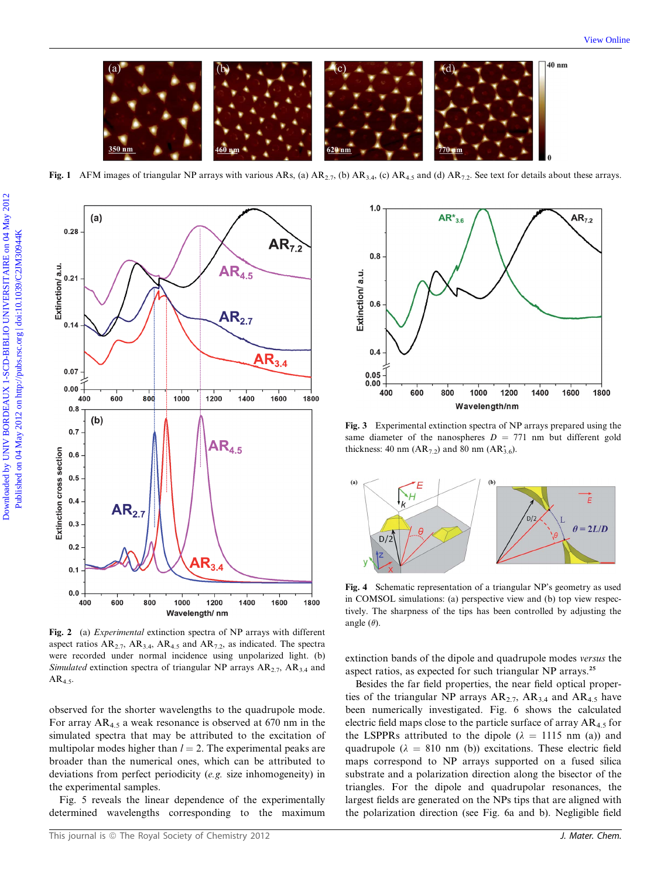Fig. 1 AFM images of triangular NP arrays with various ARs, (a) $AR_{2.7}$, (b) $AR_{3.4}$, (c) $AR_{4.5}$ and (d) $AR_{7.2}$. See text for details about these arrays.

Fig. 2 (a) *Experimental* extinction spectra of NP arrays with different aspect ratios $AR_{2.7}$, $AR_{3.4}$, $AR_{4.5}$ and $AR_{7.2}$, as indicated. The spectra were recorded under normal incidence using unpolarized light. (b) *Simulated* extinction spectra of triangular NP arrays $AR_{2.7}$, $AR_{3.4}$ and $AR_{4.5}$.

Fig. 3 Experimental extinction spectra of NP arrays prepared using the same diameter of the nanospheres $D$ = 771 nm but different gold thickness: 40 nm ($AR_{7.2}$) and 80 nm ($AR^*_{3.6}$).

Fig. 4 Schematic representation of a triangular NP's geometry as used in COMSOL simulations: (a) perspective view and (b) top view respectively. The sharpness of the tips has been controlled by adjusting the angle ($\theta$).

observed for the shorter wavelengths to the quadrupole mode. For array $AR_{4.5}$ a weak resonance is observed at 670 nm in the simulated spectra that may be attributed to the excitation of multipolar modes higher than $l = 2$. The experimental peaks are broader than the numerical ones, which can be attributed to deviations from perfect periodicity (*e.g.* size inhomogeneity) in the experimental samples.

Fig. 5 reveals the linear dependence of the experimentally determined wavelengths corresponding to the maximum extinction bands of the dipole and quadrupole modes *versus* the aspect ratios, as expected for such triangular NP arrays.[25]

Besides the far field properties, the near field optical properties of the triangular NP arrays $AR_{2.7}$, $AR_{3.4}$ and $AR_{4.5}$ have been numerically investigated. Fig. 6 shows the calculated electric field maps close to the particle surface of array $AR_{4.5}$ for the LSPPRs attributed to the dipole ($\lambda$ = 1115 nm (a)) and quadrupole ($\lambda$ = 810 nm (b)) excitations. These electric field maps correspond to NP arrays supported on a fused silica substrate and a polarization direction along the bisector of the triangles. For the dipole and quadrupolar resonances, the largest fields are generated on the NPs tips that are aligned with the polarization direction (see Fig. 6a and b). Negligible field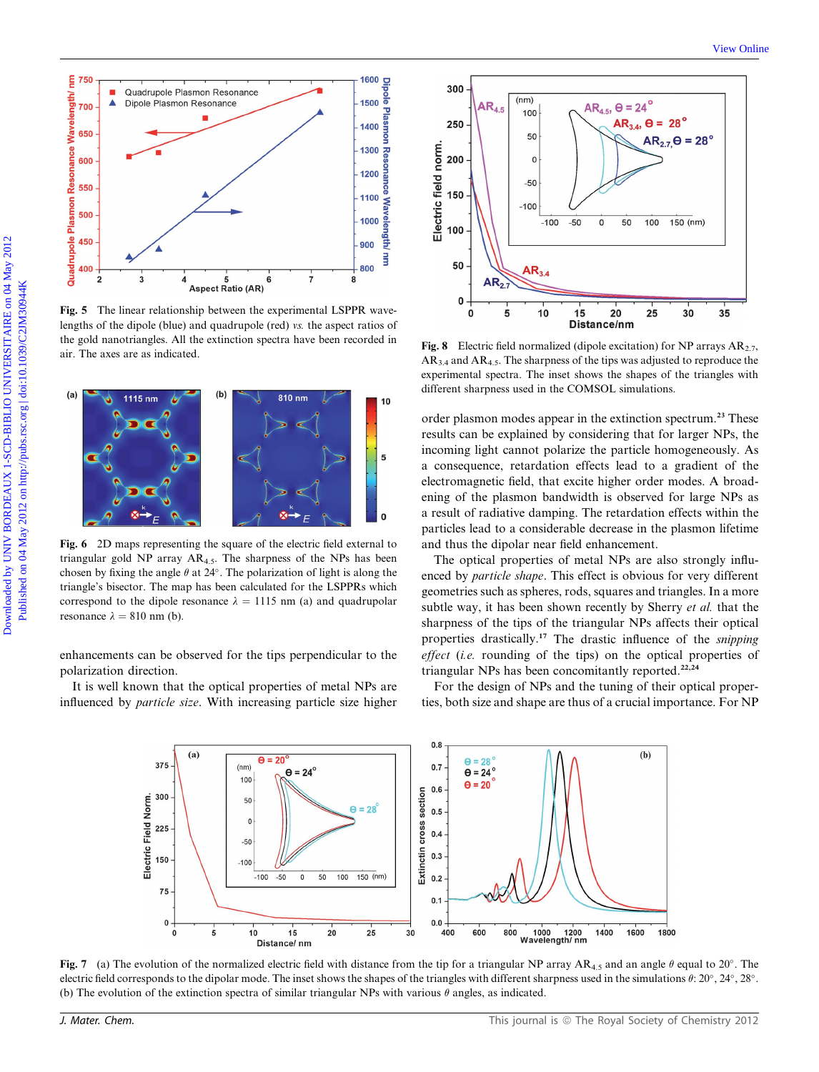**Fig. 5** The linear relationship between the experimental LSPPR wavelengths of the dipole (blue) and quadrupole (red) *vs.* the aspect ratios of the gold nanotriangles. All the extinction spectra have been recorded in air. The axes are as indicated.

**Fig. 6** 2D maps representing the square of the electric field external to triangular gold NP array $AR_{4.5}$. The sharpness of the NPs has been chosen by fixing the angle $\theta$ at 24°. The polarization of light is along the triangle's bisector. The map has been calculated for the LSPPRs which correspond to the dipole resonance $\lambda$ = 1115 nm (a) and quadrupolar resonance $\lambda$ = 810 nm (b).

enhancements can be observed for the tips perpendicular to the polarization direction.

It is well known that the optical properties of metal NPs are influenced by *particle size*. With increasing particle size higher order plasmon modes appear in the extinction spectrum.[23] These results can be explained by considering that for larger NPs, the incoming light cannot polarize the particle homogeneously. As a consequence, retardation effects lead to a gradient of the electromagnetic field, that excite higher order modes. A broadening of the plasmon bandwidth is observed for large NPs as a result of radiative damping. The retardation effects within the particles lead to a considerable decrease in the plasmon lifetime and thus the dipolar near field enhancement.

The optical properties of metal NPs are also strongly influenced by *particle shape*. This effect is obvious for very different geometries such as spheres, rods, squares and triangles. In a more subtle way, it has been shown recently by Sherry *et al.* that the sharpness of the tips of the triangular NPs affects their optical properties drastically.[17] The drastic influence of the *snipping effect* (*i.e.* rounding of the tips) on the optical properties of triangular NPs has been concomitantly reported.[22,24]

For the design of NPs and the tuning of their optical properties, both size and shape are thus of a crucial importance. For NP

**Fig. 8** Electric field normalized (dipole excitation) for NP arrays $AR_{2.7}$, $AR_{3.4}$ and $AR_{4.5}$. The sharpness of the tips was adjusted to reproduce the experimental spectra. The inset shows the shapes of the triangles with different sharpness used in the COMSOL simulations.

**Fig. 7** (a) The evolution of the normalized electric field with distance from the tip for a triangular NP array $AR_{4.5}$ and an angle $\theta$ equal to 20°. The electric field corresponds to the dipolar mode. The inset shows the shapes of the triangles with different sharpness used in the simulations $\theta$: 20°, 24°, 28°. (b) The evolution of the extinction spectra of similar triangular NPs with various $\theta$ angles, as indicated.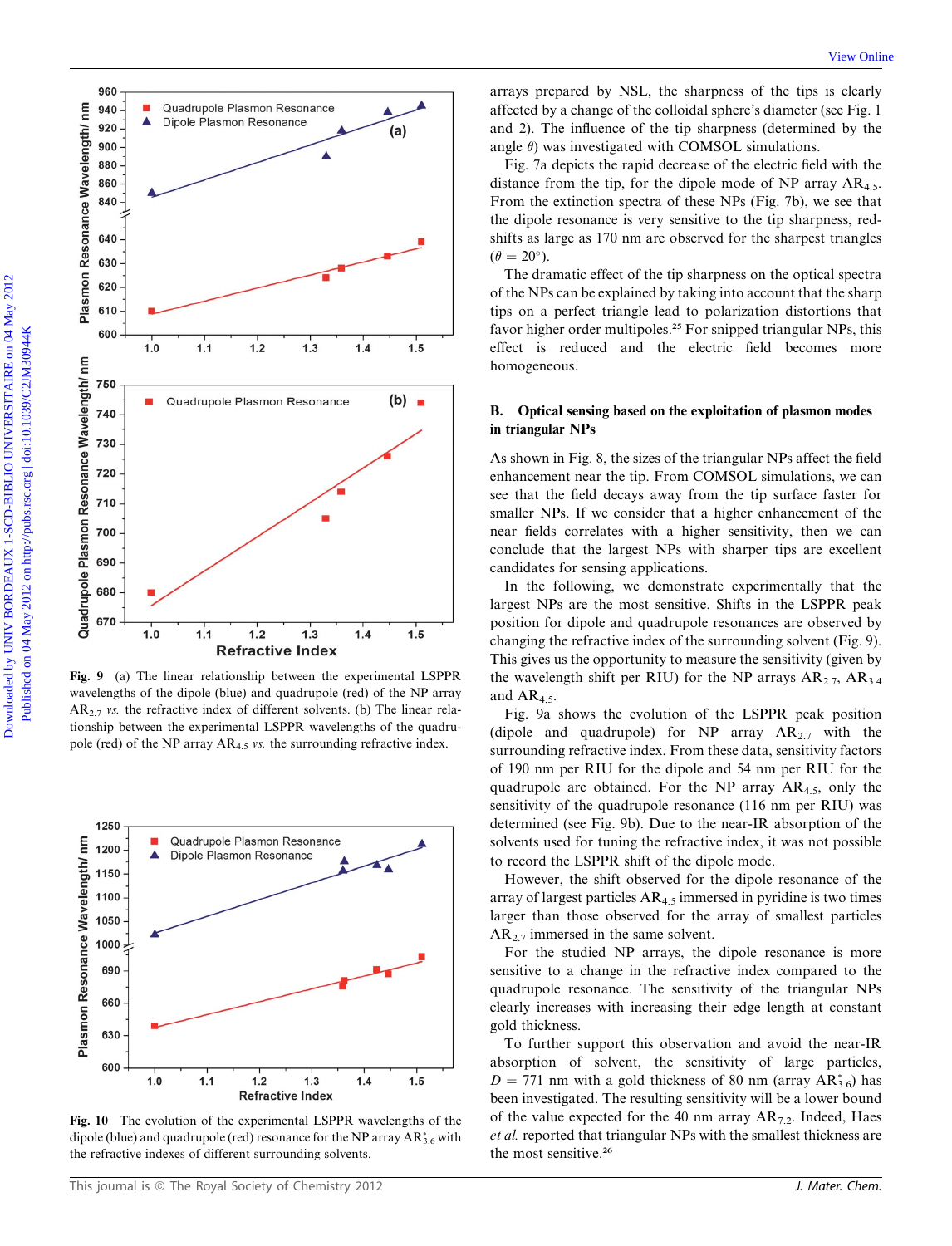Fig. 9 (a) The linear relationship between the experimental LSPPR wavelengths of the dipole (blue) and quadrupole (red) of the NP array $AR_{2.7}$ *vs.* the refractive index of different solvents. (b) The linear relationship between the experimental LSPPR wavelengths of the quadrupole (red) of the NP array $AR_{4.5}$ *vs.* the surrounding refractive index.

Fig. 10 The evolution of the experimental LSPPR wavelengths of the dipole (blue) and quadrupole (red) resonance for the NP array $AR^{*}_{3.6}$ with the refractive indexes of different surrounding solvents.

arrays prepared by NSL, the sharpness of the tips is clearly affected by a change of the colloidal sphere's diameter (see Fig. 1 and 2). The influence of the tip sharpness (determined by the angle $\theta$) was investigated with COMSOL simulations.

Fig. 7a depicts the rapid decrease of the electric field with the distance from the tip, for the dipole mode of NP array $AR_{4.5}$. From the extinction spectra of these NPs (Fig. 7b), we see that the dipole resonance is very sensitive to the tip sharpness, red-shifts as large as 170 nm are observed for the sharpest triangles ($\theta = 20°$).

The dramatic effect of the tip sharpness on the optical spectra of the NPs can be explained by taking into account that the sharp tips on a perfect triangle lead to polarization distortions that favor higher order multipoles.[25] For snipped triangular NPs, this effect is reduced and the electric field becomes more homogeneous.

## B. Optical sensing based on the exploitation of plasmon modes in triangular NPs

As shown in Fig. 8, the sizes of the triangular NPs affect the field enhancement near the tip. From COMSOL simulations, we can see that the field decays away from the tip surface faster for smaller NPs. If we consider that a higher enhancement of the near fields correlates with a higher sensitivity, then we can conclude that the largest NPs with sharper tips are excellent candidates for sensing applications.

In the following, we demonstrate experimentally that the largest NPs are the most sensitive. Shifts in the LSPPR peak position for dipole and quadrupole resonances are observed by changing the refractive index of the surrounding solvent (Fig. 9). This gives us the opportunity to measure the sensitivity (given by the wavelength shift per RIU) for the NP arrays $AR_{2.7}$, $AR_{3.4}$ and $AR_{4.5}$.

Fig. 9a shows the evolution of the LSPPR peak position (dipole and quadrupole) for NP array $AR_{2.7}$ with the surrounding refractive index. From these data, sensitivity factors of 190 nm per RIU for the dipole and 54 nm per RIU for the quadrupole are obtained. For the NP array $AR_{4.5}$, only the sensitivity of the quadrupole resonance (116 nm per RIU) was determined (see Fig. 9b). Due to the near-IR absorption of the solvents used for tuning the refractive index, it was not possible to record the LSPPR shift of the dipole mode.

However, the shift observed for the dipole resonance of the array of largest particles $AR_{4.5}$ immersed in pyridine is two times larger than those observed for the array of smallest particles $AR_{2.7}$ immersed in the same solvent.

For the studied NP arrays, the dipole resonance is more sensitive to a change in the refractive index compared to the quadrupole resonance. The sensitivity of the triangular NPs clearly increases with increasing their edge length at constant gold thickness.

To further support this observation and avoid the near-IR absorption of solvent, the sensitivity of large particles, $D = 771$ nm with a gold thickness of 80 nm (array $AR^{*}_{3.6}$) has been investigated. The resulting sensitivity will be a lower bound of the value expected for the 40 nm array $AR_{7.2}$. Indeed, Haes *et al.* reported that triangular NPs with the smallest thickness are the most sensitive.[26]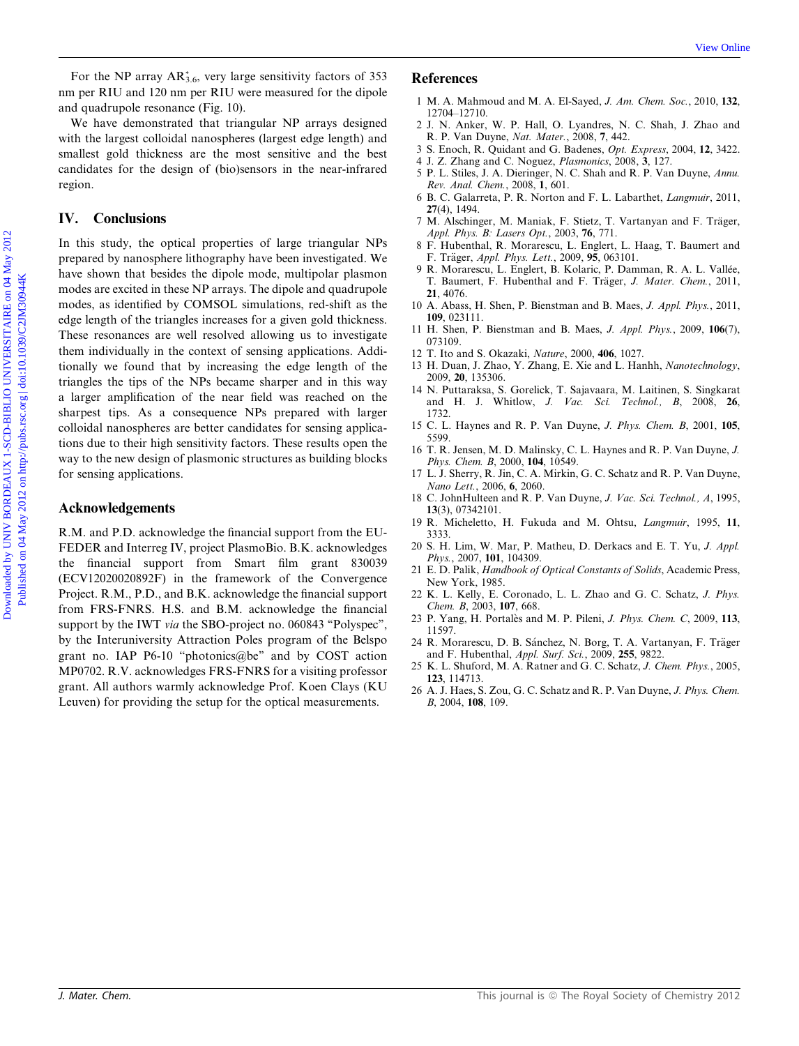For the NP array $AR^{*}_{3.6}$, very large sensitivity factors of 353 nm per RIU and 120 nm per RIU were measured for the dipole and quadrupole resonance (Fig. 10).

We have demonstrated that triangular NP arrays designed with the largest colloidal nanospheres (largest edge length) and smallest gold thickness are the most sensitive and the best candidates for the design of (bio)sensors in the near-infrared region.

## IV. Conclusions

In this study, the optical properties of large triangular NPs prepared by nanosphere lithography have been investigated. We have shown that besides the dipole mode, multipolar plasmon modes are excited in these NP arrays. The dipole and quadrupole modes, as identified by COMSOL simulations, red-shift as the edge length of the triangles increases for a given gold thickness. These resonances are well resolved allowing us to investigate them individually in the context of sensing applications. Additionally we found that by increasing the edge length of the triangles the tips of the NPs became sharper and in this way a larger amplification of the near field was reached on the sharpest tips. As a consequence NPs prepared with larger colloidal nanospheres are better candidates for sensing applications due to their high sensitivity factors. These results open the way to the new design of plasmonic structures as building blocks for sensing applications.

## Acknowledgements

R.M. and P.D. acknowledge the financial support from the EU-FEDER and Interreg IV, project PlasmoBio. B.K. acknowledges the financial support from Smart film grant 830039 (ECV12020020892F) in the framework of the Convergence Project. R.M., P.D., and B.K. acknowledge the financial support from FRS-FNRS. H.S. and B.M. acknowledge the financial support by the IWT *via* the SBO-project no. 060843 "Polyspec", by the Interuniversity Attraction Poles program of the Belspo grant no. IAP P6-10 "photonics@be" and by COST action MP0702. R.V. acknowledges FRS-FNRS for a visiting professor grant. All authors warmly acknowledge Prof. Koen Clays (KU Leuven) for providing the setup for the optical measurements.

## References

1 M. A. Mahmoud and M. A. El-Sayed, *J. Am. Chem. Soc.*, 2010, **132**, 12704–12710.
2 J. N. Anker, W. P. Hall, O. Lyandres, N. C. Shah, J. Zhao and R. P. Van Duyne, *Nat. Mater.*, 2008, **7**, 442.
3 S. Enoch, R. Quidant and G. Badenes, *Opt. Express*, 2004, **12**, 3422.
4 J. Z. Zhang and C. Noguez, *Plasmonics*, 2008, **3**, 127.
5 P. L. Stiles, J. A. Dieringer, N. C. Shah and R. P. Van Duyne, *Annu. Rev. Anal. Chem.*, 2008, **1**, 601.
6 B. C. Galarreta, P. R. Norton and F. L. Labarthet, *Langmuir*, 2011, **27**(4), 1494.
7 M. Alschinger, M. Maniak, F. Stietz, T. Vartanyan and F. Träger, *Appl. Phys. B: Lasers Opt.*, 2003, **76**, 771.
8 F. Hubenthal, R. Morarescu, L. Englert, L. Haag, T. Baumert and F. Träger, *Appl. Phys. Lett.*, 2009, **95**, 063101.
9 R. Morarescu, L. Englert, B. Kolaric, P. Damman, R. A. L. Vallée, T. Baumert, F. Hubenthal and F. Träger, *J. Mater. Chem.*, 2011, **21**, 4076.
10 A. Abass, H. Shen, P. Bienstman and B. Maes, *J. Appl. Phys.*, 2011, **109**, 023111.
11 H. Shen, P. Bienstman and B. Maes, *J. Appl. Phys.*, 2009, **106**(7), 073109.
12 T. Ito and S. Okazaki, *Nature*, 2000, **406**, 1027.
13 H. Duan, J. Zhao, Y. Zhang, E. Xie and L. Hanhh, *Nanotechnology*, 2009, **20**, 135306.
14 N. Puttaraksa, S. Gorelick, T. Sajavaara, M. Laitinen, S. Singkarat and H. J. Whitlow, *J. Vac. Sci. Technol., B*, 2008, **26**, 1732.
15 C. L. Haynes and R. P. Van Duyne, *J. Phys. Chem. B*, 2001, **105**, 5599.
16 T. R. Jensen, M. D. Malinsky, C. L. Haynes and R. P. Van Duyne, *J. Phys. Chem. B*, 2000, **104**, 10549.
17 L. J. Sherry, R. Jin, C. A. Mirkin, G. C. Schatz and R. P. Van Duyne, *Nano Lett.*, 2006, **6**, 2060.
18 C. JohnHulteen and R. P. Van Duyne, *J. Vac. Sci. Technol., A*, 1995, **13**(3), 07342101.
19 R. Micheletto, H. Fukuda and M. Ohtsu, *Langmuir*, 1995, **11**, 3333.
20 S. H. Lim, W. Mar, P. Matheu, D. Derkacs and E. T. Yu, *J. Appl. Phys.*, 2007, **101**, 104309.
21 E. D. Palik, *Handbook of Optical Constants of Solids*, Academic Press, New York, 1985.
22 K. L. Kelly, E. Coronado, L. L. Zhao and G. C. Schatz, *J. Phys. Chem. B*, 2003, **107**, 668.
23 P. Yang, H. Portalès and M. P. Pileni, *J. Phys. Chem. C*, 2009, **113**, 11597.
24 R. Morarescu, D. B. Sánchez, N. Borg, T. A. Vartanyan, F. Träger and F. Hubenthal, *Appl. Surf. Sci.*, 2009, **255**, 9822.
25 K. L. Shuford, M. A. Ratner and G. C. Schatz, *J. Chem. Phys.*, 2005, **123**, 114713.
26 A. J. Haes, S. Zou, G. C. Schatz and R. P. Van Duyne, *J. Phys. Chem. B*, 2004, **108**, 109.